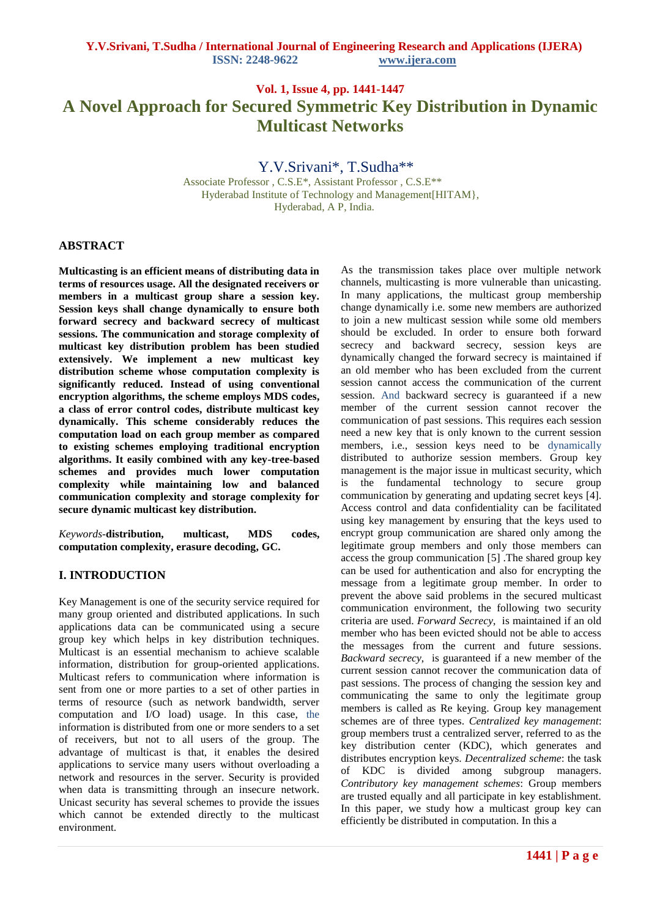# A Novel Approach for Secured Symmetric Key Distribution in Dynamic Multicast Networks

Y.V.Srivani*, T.Sudha**

Associate Professor , C.S.E*, Assistant Professor , C.S.E**
Hyderabad Institute of Technology and Management[HITAM},
Hyderabad, A P, India.

## ABSTRACT

**Multicasting is an efficient means of distributing data in terms of resources usage. All the designated receivers or members in a multicast group share a session key. Session keys shall change dynamically to ensure both forward secrecy and backward secrecy of multicast sessions. The communication and storage complexity of multicast key distribution problem has been studied extensively. We implement a new multicast key distribution scheme whose computation complexity is significantly reduced. Instead of using conventional encryption algorithms, the scheme employs MDS codes, a class of error control codes, distribute multicast key dynamically. This scheme considerably reduces the computation load on each group member as compared to existing schemes employing traditional encryption algorithms. It easily combined with any key-tree-based schemes and provides much lower computation complexity while maintaining low and balanced communication complexity and storage complexity for secure dynamic multicast key distribution.**

*Keywords*-**distribution, multicast, MDS codes, computation complexity, erasure decoding, GC.**

## I. INTRODUCTION

Key Management is one of the security service required for many group oriented and distributed applications. In such applications data can be communicated using a secure group key which helps in key distribution techniques. Multicast is an essential mechanism to achieve scalable information, distribution for group-oriented applications. Multicast refers to communication where information is sent from one or more parties to a set of other parties in terms of resource (such as network bandwidth, server computation and I/O load) usage. In this case, the information is distributed from one or more senders to a set of receivers, but not to all users of the group. The advantage of multicast is that, it enables the desired applications to service many users without overloading a network and resources in the server. Security is provided when data is transmitting through an insecure network. Unicast security has several schemes to provide the issues which cannot be extended directly to the multicast environment.

As the transmission takes place over multiple network channels, multicasting is more vulnerable than unicasting. In many applications, the multicast group membership change dynamically i.e. some new members are authorized to join a new multicast session while some old members should be excluded. In order to ensure both forward secrecy and backward secrecy, session keys are dynamically changed the forward secrecy is maintained if an old member who has been excluded from the current session cannot access the communication of the current session. And backward secrecy is guaranteed if a new member of the current session cannot recover the communication of past sessions. This requires each session need a new key that is only known to the current session members, i.e., session keys need to be dynamically distributed to authorize session members. Group key management is the major issue in multicast security, which is the fundamental technology to secure group communication by generating and updating secret keys [4]. Access control and data confidentiality can be facilitated using key management by ensuring that the keys used to encrypt group communication are shared only among the legitimate group members and only those members can access the group communication [5] .The shared group key can be used for authentication and also for encrypting the message from a legitimate group member. In order to prevent the above said problems in the secured multicast communication environment, the following two security criteria are used. *Forward Secrecy*, is maintained if an old member who has been evicted should not be able to access the messages from the current and future sessions. *Backward secrecy,* is guaranteed if a new member of the current session cannot recover the communication data of past sessions. The process of changing the session key and communicating the same to only the legitimate group members is called as Re keying. Group key management schemes are of three types. *Centralized key management*: group members trust a centralized server, referred to as the key distribution center (KDC), which generates and distributes encryption keys. *Decentralized scheme*: the task of KDC is divided among subgroup managers. *Contributory key management schemes*: Group members are trusted equally and all participate in key establishment. In this paper, we study how a multicast group key can efficiently be distributed in computation. In this a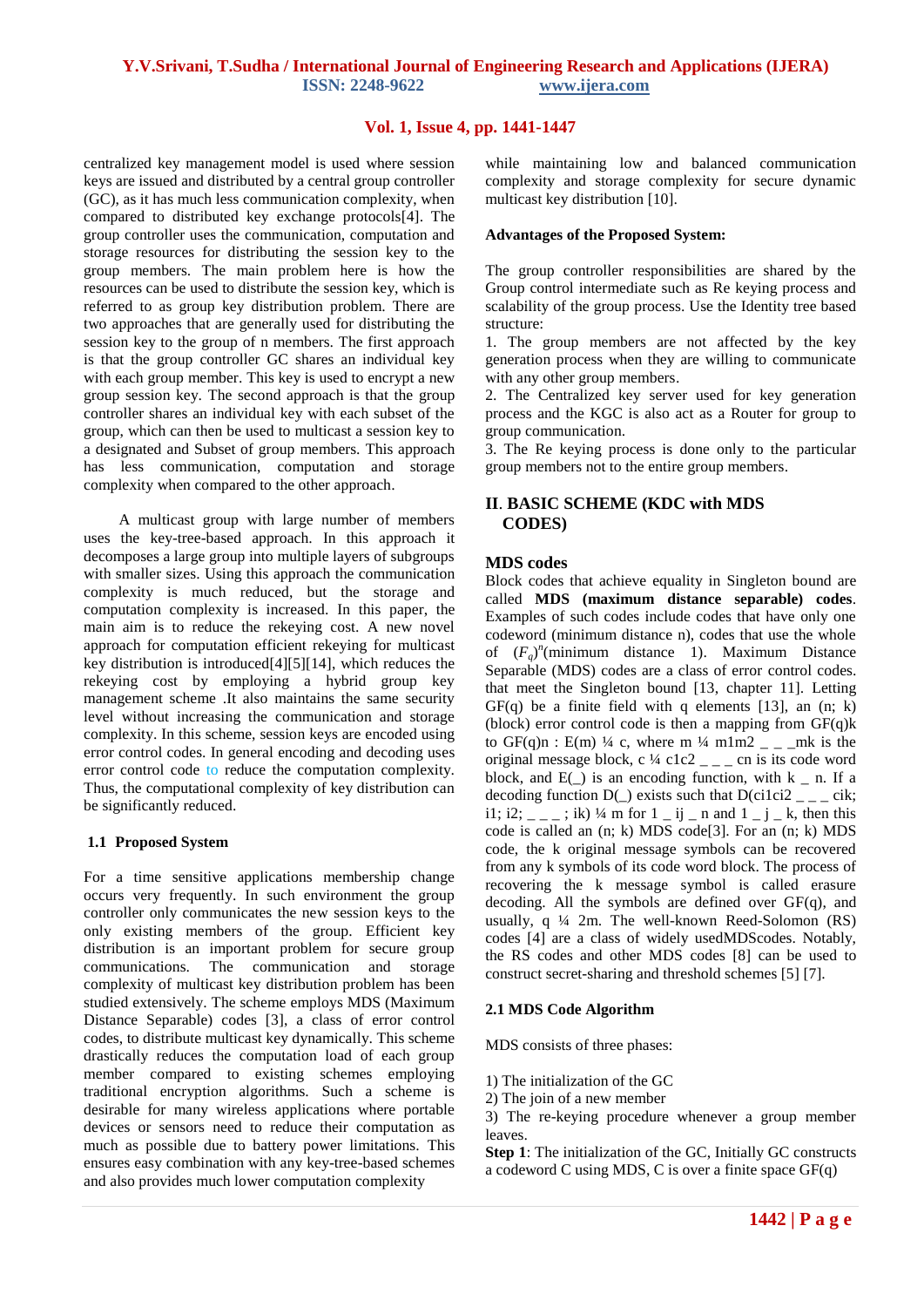centralized key management model is used where session keys are issued and distributed by a central group controller (GC), as it has much less communication complexity, when compared to distributed key exchange protocols[4]. The group controller uses the communication, computation and storage resources for distributing the session key to the group members. The main problem here is how the resources can be used to distribute the session key, which is referred to as group key distribution problem. There are two approaches that are generally used for distributing the session key to the group of n members. The first approach is that the group controller GC shares an individual key with each group member. This key is used to encrypt a new group session key. The second approach is that the group controller shares an individual key with each subset of the group, which can then be used to multicast a session key to a designated and Subset of group members. This approach has less communication, computation and storage complexity when compared to the other approach.

A multicast group with large number of members uses the key-tree-based approach. In this approach it decomposes a large group into multiple layers of subgroups with smaller sizes. Using this approach the communication complexity is much reduced, but the storage and computation complexity is increased. In this paper, the main aim is to reduce the rekeying cost. A new novel approach for computation efficient rekeying for multicast key distribution is introduced[4][5][14], which reduces the rekeying cost by employing a hybrid group key management scheme .It also maintains the same security level without increasing the communication and storage complexity. In this scheme, session keys are encoded using error control codes. In general encoding and decoding uses error control code to reduce the computation complexity. Thus, the computational complexity of key distribution can be significantly reduced.

### 1.1 Proposed System

For a time sensitive applications membership change occurs very frequently. In such environment the group controller only communicates the new session keys to the only existing members of the group. Efficient key distribution is an important problem for secure group communications. The communication and storage complexity of multicast key distribution problem has been studied extensively. The scheme employs MDS (Maximum Distance Separable) codes [3], a class of error control codes, to distribute multicast key dynamically. This scheme drastically reduces the computation load of each group member compared to existing schemes employing traditional encryption algorithms. Such a scheme is desirable for many wireless applications where portable devices or sensors need to reduce their computation as much as possible due to battery power limitations. This ensures easy combination with any key-tree-based schemes and also provides much lower computation complexity while maintaining low and balanced communication complexity and storage complexity for secure dynamic multicast key distribution [10].

**Advantages of the Proposed System:**

The group controller responsibilities are shared by the Group control intermediate such as Re keying process and scalability of the group process. Use the Identity tree based structure:

1. The group members are not affected by the key generation process when they are willing to communicate with any other group members.
2. The Centralized key server used for key generation process and the KGC is also act as a Router for group to group communication.
3. The Re keying process is done only to the particular group members not to the entire group members.

## II. BASIC SCHEME (KDC with MDS CODES)

### MDS codes

Block codes that achieve equality in Singleton bound are called **MDS (maximum distance separable) codes**. Examples of such codes include codes that have only one codeword (minimum distance n), codes that use the whole of $(F_q)^n$(minimum distance 1). Maximum Distance Separable (MDS) codes are a class of error control codes. that meet the Singleton bound [13, chapter 11]. Letting GF(q) be a finite field with q elements [13], an (n; k) (block) error control code is then a mapping from GF(q)k to GF(q)n : E(m) ¼ c, where m ¼ m1m2 _ _ _mk is the original message block, c ¼ c1c2 _ _ _ cn is its code word block, and E(_) is an encoding function, with k _ n. If a decoding function D(_) exists such that D(ci1ci2 _ _ _ cik; i1; i2; _ _ _ ; ik) ¼ m for 1 _ ij _ n and 1 _ j _ k, then this code is called an (n; k) MDS code[3]. For an (n; k) MDS code, the k original message symbols can be recovered from any k symbols of its code word block. The process of recovering the k message symbol is called erasure decoding. All the symbols are defined over GF(q), and usually, q ¼ 2m. The well-known Reed-Solomon (RS) codes [4] are a class of widely usedMDScodes. Notably, the RS codes and other MDS codes [8] can be used to construct secret-sharing and threshold schemes [5] [7].

### 2.1 MDS Code Algorithm

MDS consists of three phases:

1) The initialization of the GC
2) The join of a new member
3) The re-keying procedure whenever a group member leaves.

**Step 1**: The initialization of the GC, Initially GC constructs a codeword C using MDS, C is over a finite space GF(q)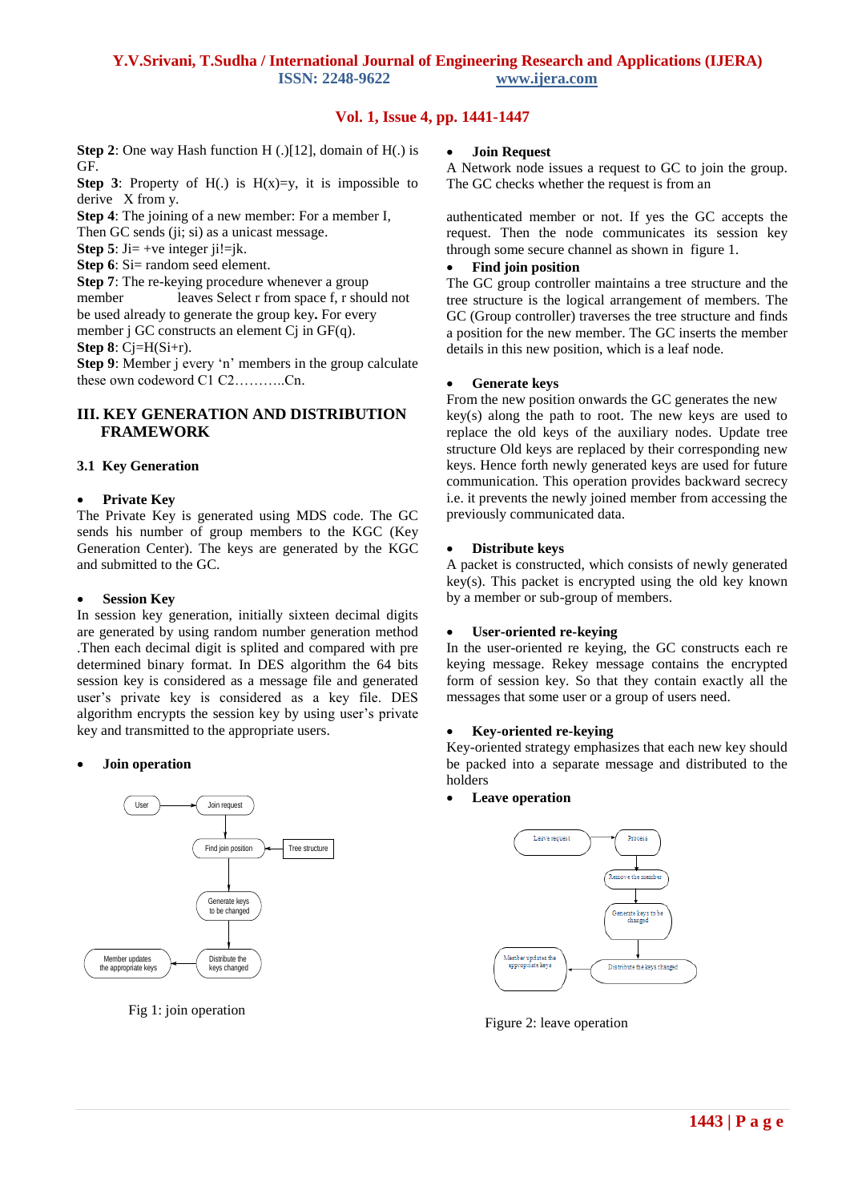**Step 2**: One way Hash function H (.)[12], domain of H(.) is GF.

**Step 3**: Property of H(.) is H(x)=y, it is impossible to derive X from y.

**Step 4**: The joining of a new member: For a member I, Then GC sends (ji; si) as a unicast message.

**Step 5**: Ji= +ve integer ji!=jk.

**Step 6**: Si= random seed element.

**Step 7**: The re-keying procedure whenever a group member leaves Select r from space f, r should not be used already to generate the group key**.** For every member j GC constructs an element Cj in GF(q).

**Step 8**: Cj=H(Si+r).

**Step 9**: Member j every 'n' members in the group calculate these own codeword C1 C2………..Cn.

## III. KEY GENERATION AND DISTRIBUTION FRAMEWORK

### 3.1 Key Generation

- **Private Key**

The Private Key is generated using MDS code. The GC sends his number of group members to the KGC (Key Generation Center). The keys are generated by the KGC and submitted to the GC.

- **Session Key**

In session key generation, initially sixteen decimal digits are generated by using random number generation method .Then each decimal digit is splited and compared with pre determined binary format. In DES algorithm the 64 bits session key is considered as a message file and generated user's private key is considered as a key file. DES algorithm encrypts the session key by using user's private key and transmitted to the appropriate users.

- **Join operation**

Fig 1: join operation

- **Join Request**

A Network node issues a request to GC to join the group. The GC checks whether the request is from an authenticated member or not. If yes the GC accepts the request. Then the node communicates its session key through some secure channel as shown in figure 1.

- **Find join position**

The GC group controller maintains a tree structure and the tree structure is the logical arrangement of members. The GC (Group controller) traverses the tree structure and finds a position for the new member. The GC inserts the member details in this new position, which is a leaf node.

- **Generate keys**

From the new position onwards the GC generates the new key(s) along the path to root. The new keys are used to replace the old keys of the auxiliary nodes. Update tree structure Old keys are replaced by their corresponding new keys. Hence forth newly generated keys are used for future communication. This operation provides backward secrecy i.e. it prevents the newly joined member from accessing the previously communicated data.

- **Distribute keys**

A packet is constructed, which consists of newly generated key(s). This packet is encrypted using the old key known by a member or sub-group of members.

- **User-oriented re-keying**

In the user-oriented re keying, the GC constructs each re keying message. Rekey message contains the encrypted form of session key. So that they contain exactly all the messages that some user or a group of users need.

- **Key-oriented re-keying**

Key-oriented strategy emphasizes that each new key should be packed into a separate message and distributed to the holders

- **Leave operation**

Figure 2: leave operation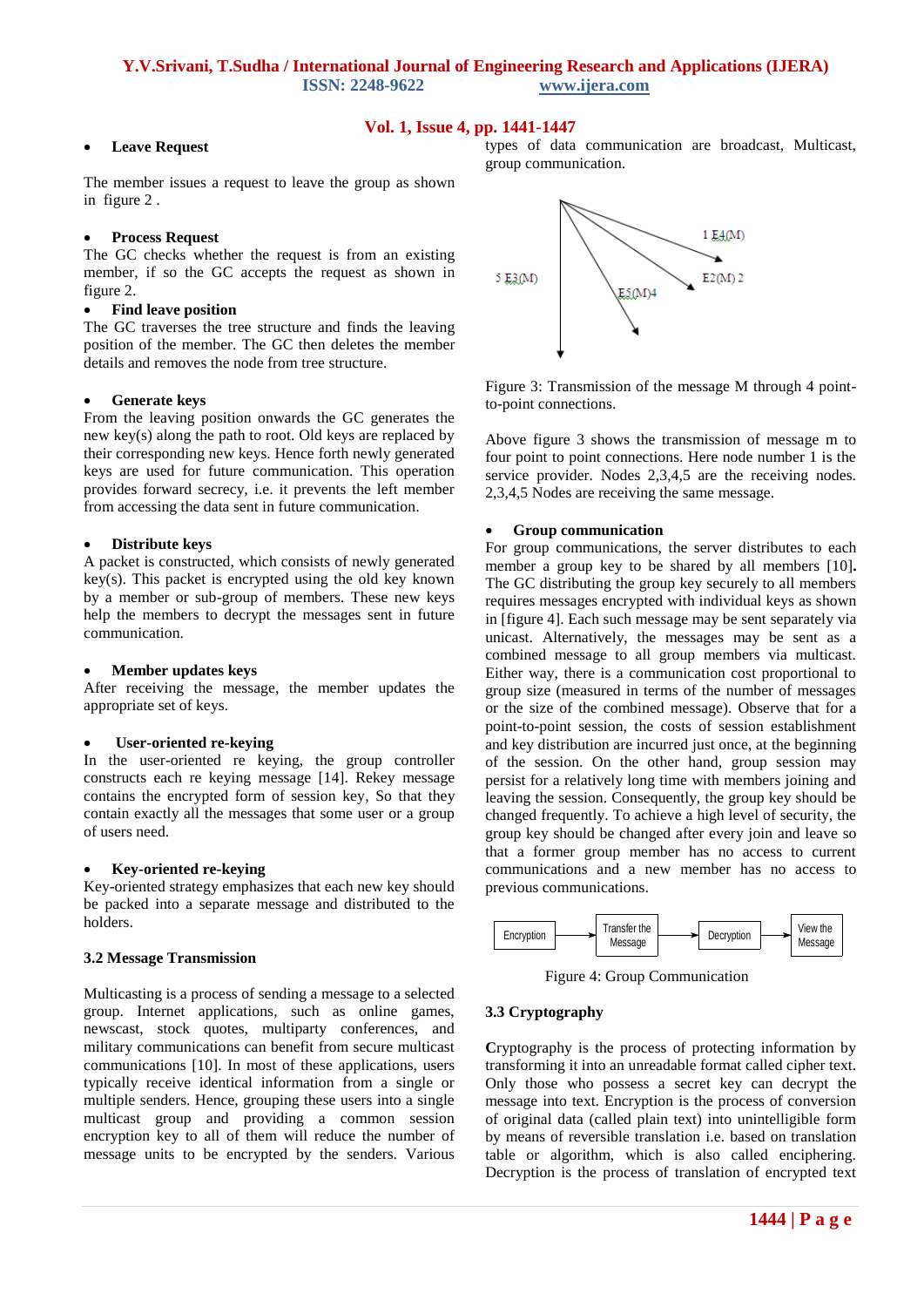- **Leave Request**

The member issues a request to leave the group as shown in figure 2 .

- **Process Request**

The GC checks whether the request is from an existing member, if so the GC accepts the request as shown in figure 2.

- **Find leave position**

The GC traverses the tree structure and finds the leaving position of the member. The GC then deletes the member details and removes the node from tree structure.

- **Generate keys**

From the leaving position onwards the GC generates the new key(s) along the path to root. Old keys are replaced by their corresponding new keys. Hence forth newly generated keys are used for future communication. This operation provides forward secrecy, i.e. it prevents the left member from accessing the data sent in future communication.

- **Distribute keys**

A packet is constructed, which consists of newly generated key(s). This packet is encrypted using the old key known by a member or sub-group of members. These new keys help the members to decrypt the messages sent in future communication.

- **Member updates keys**

After receiving the message, the member updates the appropriate set of keys.

- **User-oriented re-keying**

In the user-oriented re keying, the group controller constructs each re keying message [14]. Rekey message contains the encrypted form of session key, So that they contain exactly all the messages that some user or a group of users need.

- **Key-oriented re-keying**

Key-oriented strategy emphasizes that each new key should be packed into a separate message and distributed to the holders.

### 3.2 Message Transmission

Multicasting is a process of sending a message to a selected group. Internet applications, such as online games, newscast, stock quotes, multiparty conferences, and military communications can benefit from secure multicast communications [10]. In most of these applications, users typically receive identical information from a single or multiple senders. Hence, grouping these users into a single multicast group and providing a common session encryption key to all of them will reduce the number of message units to be encrypted by the senders. Various types of data communication are broadcast, Multicast, group communication.

Figure 3: Transmission of the message M through 4 point-to-point connections.

Above figure 3 shows the transmission of message m to four point to point connections. Here node number 1 is the service provider. Nodes 2,3,4,5 are the receiving nodes. 2,3,4,5 Nodes are receiving the same message.

- **Group communication**

For group communications, the server distributes to each member a group key to be shared by all members [10]**.** The GC distributing the group key securely to all members requires messages encrypted with individual keys as shown in [figure 4]. Each such message may be sent separately via unicast. Alternatively, the messages may be sent as a combined message to all group members via multicast. Either way, there is a communication cost proportional to group size (measured in terms of the number of messages or the size of the combined message). Observe that for a point-to-point session, the costs of session establishment and key distribution are incurred just once, at the beginning of the session. On the other hand, group session may persist for a relatively long time with members joining and leaving the session. Consequently, the group key should be changed frequently. To achieve a high level of security, the group key should be changed after every join and leave so that a former group member has no access to current communications and a new member has no access to previous communications.

Figure 4: Group Communication

### 3.3 Cryptography

**C**ryptography is the process of protecting information by transforming it into an unreadable format called cipher text. Only those who possess a secret key can decrypt the message into text. Encryption is the process of conversion of original data (called plain text) into unintelligible form by means of reversible translation i.e. based on translation table or algorithm, which is also called enciphering. Decryption is the process of translation of encrypted text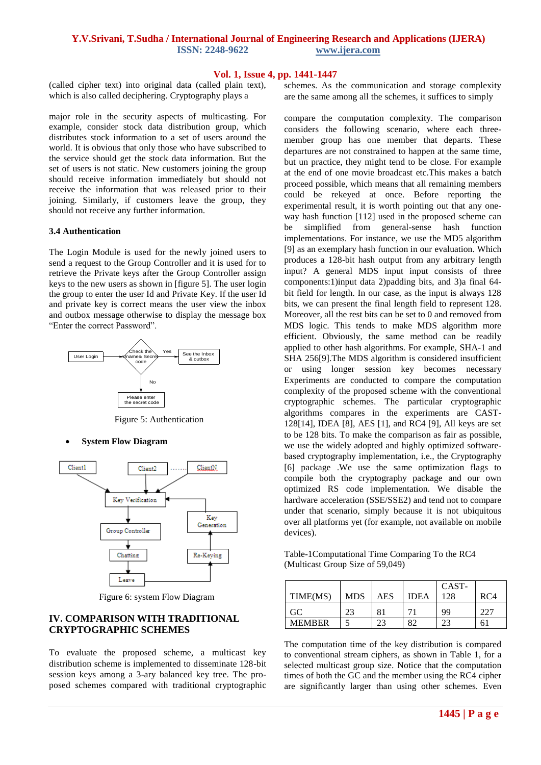(called cipher text) into original data (called plain text), which is also called deciphering. Cryptography plays a major role in the security aspects of multicasting. For example, consider stock data distribution group, which distributes stock information to a set of users around the world. It is obvious that only those who have subscribed to the service should get the stock data information. But the set of users is not static. New customers joining the group should receive information immediately but should not receive the information that was released prior to their joining. Similarly, if customers leave the group, they should not receive any further information.

### 3.4 Authentication

The Login Module is used for the newly joined users to send a request to the Group Controller and it is used for to retrieve the Private keys after the Group Controller assign keys to the new users as shown in [figure 5]. The user login the group to enter the user Id and Private Key. If the user Id and private key is correct means the user view the inbox and outbox message otherwise to display the message box "Enter the correct Password".

Figure 5: Authentication

- **System Flow Diagram**

Figure 6: system Flow Diagram

## IV. COMPARISON WITH TRADITIONAL CRYPTOGRAPHIC SCHEMES

To evaluate the proposed scheme, a multicast key distribution scheme is implemented to disseminate 128-bit session keys among a 3-ary balanced key tree. The proposed schemes compared with traditional cryptographic schemes. As the communication and storage complexity are the same among all the schemes, it suffices to simply compare the computation complexity. The comparison considers the following scenario, where each three-member group has one member that departs. These departures are not constrained to happen at the same time, but un practice, they might tend to be close. For example at the end of one movie broadcast etc.This makes a batch proceed possible, which means that all remaining members could be rekeyed at once. Before reporting the experimental result, it is worth pointing out that any one-way hash function [112] used in the proposed scheme can be simplified from general-sense hash function implementations. For instance, we use the MD5 algorithm [9] as an exemplary hash function in our evaluation. Which produces a 128-bit hash output from any arbitrary length input? A general MDS input input consists of three components:1)input data 2)padding bits, and 3)a final 64-bit field for length. In our case, as the input is always 128 bits, we can present the final length field to represent 128. Moreover, all the rest bits can be set to 0 and removed from MDS logic. This tends to make MDS algorithm more efficient. Obviously, the same method can be readily applied to other hash algorithms. For example, SHA-1 and SHA 256[9].The MDS algorithm is considered insufficient or using longer session key becomes necessary Experiments are conducted to compare the computation complexity of the proposed scheme with the conventional cryptographic schemes. The particular cryptographic algorithms compares in the experiments are CAST-128[14], IDEA [8], AES [1], and RC4 [9], All keys are set to be 128 bits. To make the comparison as fair as possible, we use the widely adopted and highly optimized software-based cryptography implementation, i.e., the Cryptography [6] package .We use the same optimization flags to compile both the cryptography package and our own optimized RS code implementation. We disable the hardware acceleration (SSE/SSE2) and tend not to compare under that scenario, simply because it is not ubiquitous over all platforms yet (for example, not available on mobile devices).

Table-1Computational Time Comparing To the RC4 (Multicast Group Size of 59,049)

| TIME(MS) | MDS | AES | IDEA | CAST-128 | RC4 |
|---|---|---|---|---|---|
| GC | 23 | 81 | 71 | 99 | 227 |
| MEMBER | 5 | 23 | 82 | 23 | 61 |

The computation time of the key distribution is compared to conventional stream ciphers, as shown in Table 1, for a selected multicast group size. Notice that the computation times of both the GC and the member using the RC4 cipher are significantly larger than using other schemes. Even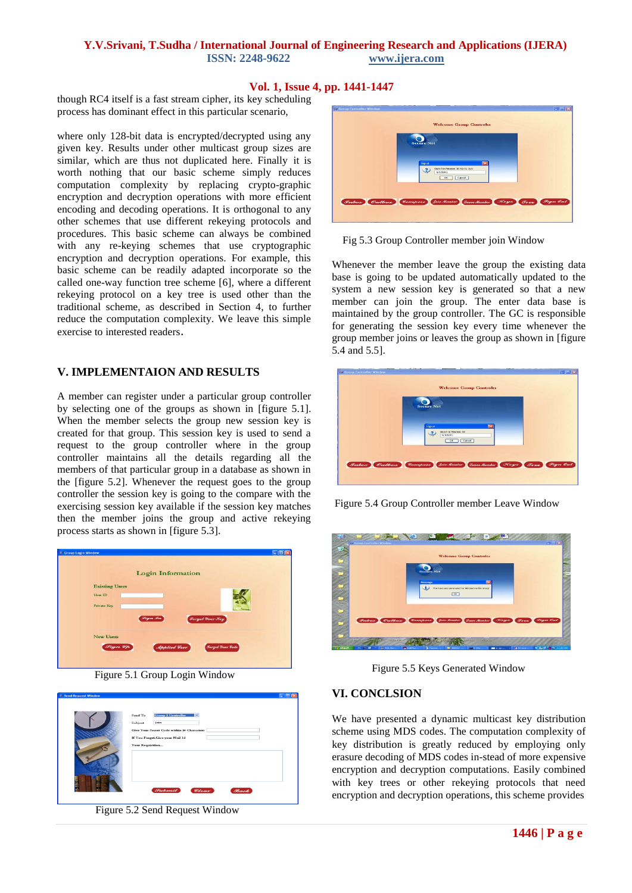though RC4 itself is a fast stream cipher, its key scheduling process has dominant effect in this particular scenario,

where only 128-bit data is encrypted/decrypted using any given key. Results under other multicast group sizes are similar, which are thus not duplicated here. Finally it is worth nothing that our basic scheme simply reduces computation complexity by replacing crypto-graphic encryption and decryption operations with more efficient encoding and decoding operations. It is orthogonal to any other schemes that use different rekeying protocols and procedures. This basic scheme can always be combined with any re-keying schemes that use cryptographic encryption and decryption operations. For example, this basic scheme can be readily adapted incorporate as the called one-way function tree scheme [6], where a different rekeying protocol on a key tree is used other than the traditional scheme, as described in Section 4, to further reduce the computation complexity. We leave this simple exercise to interested readers.

## V. IMPLEMENTAION AND RESULTS

A member can register under a particular group controller by selecting one of the groups as shown in [figure 5.1]. When the member selects the group new session key is created for that group. This session key is used to send a request to the group controller where in the group controller maintains all the details regarding all the members of that particular group in a database as shown in the [figure 5.2]. Whenever the request goes to the group controller the session key is going to the compare with the exercising session key available if the session key matches then the member joins the group and active rekeying process starts as shown in [figure 5.3].

Figure 5.1 Group Login Window

Figure 5.2 Send Request Window

Fig 5.3 Group Controller member join Window

Whenever the member leave the group the existing data base is going to be updated automatically updated to the system a new session key is generated so that a new member can join the group. The enter data base is maintained by the group controller. The GC is responsible for generating the session key every time whenever the group member joins or leaves the group as shown in [figure 5.4 and 5.5].

Figure 5.4 Group Controller member Leave Window

Figure 5.5 Keys Generated Window

## VI. CONCLSION

We have presented a dynamic multicast key distribution scheme using MDS codes. The computation complexity of key distribution is greatly reduced by employing only erasure decoding of MDS codes in-stead of more expensive encryption and decryption computations. Easily combined with key trees or other rekeying protocols that need encryption and decryption operations, this scheme provides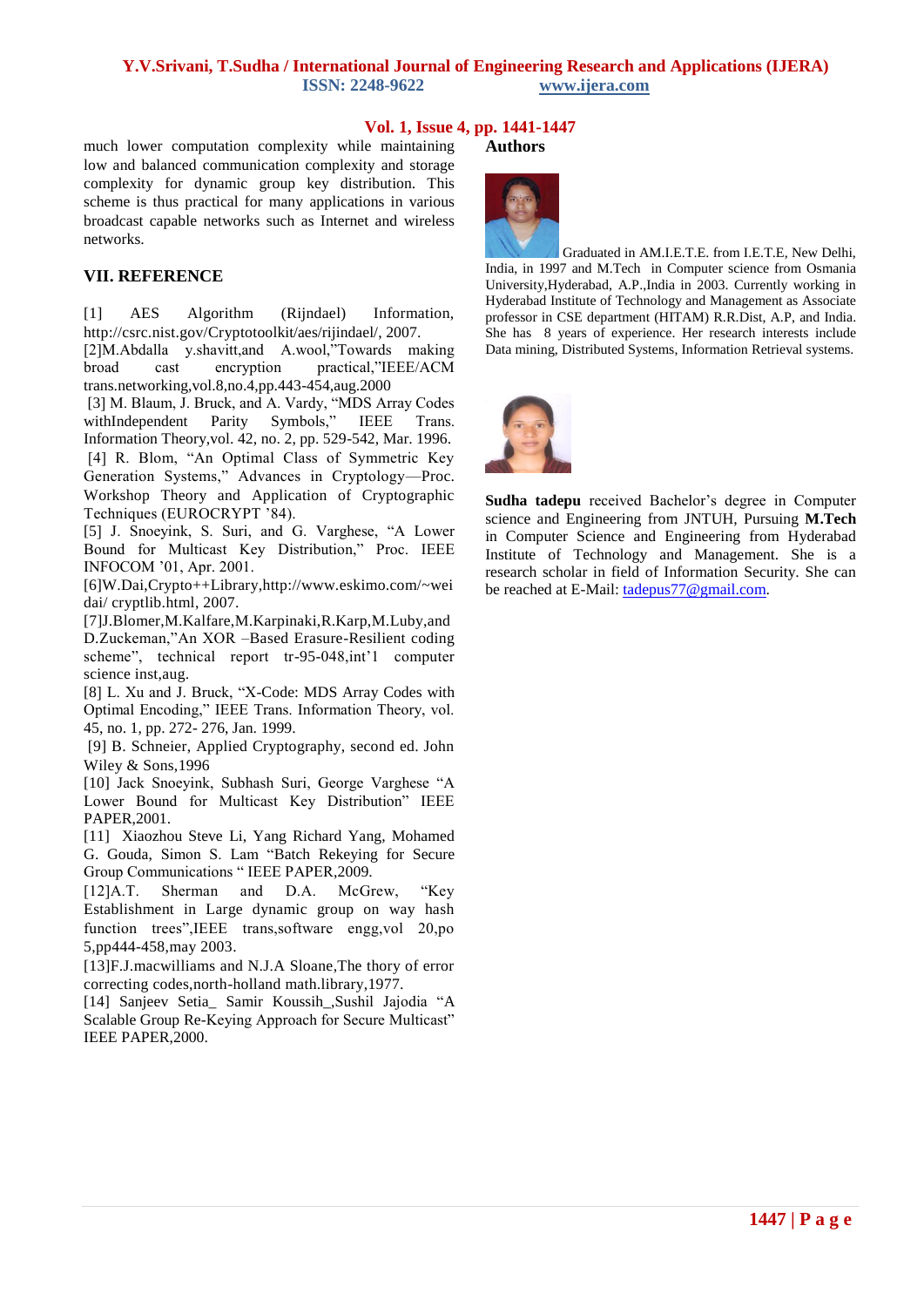much lower computation complexity while maintaining low and balanced communication complexity and storage complexity for dynamic group key distribution. This scheme is thus practical for many applications in various broadcast capable networks such as Internet and wireless networks.

## VII. REFERENCE

[1] AES Algorithm (Rijndael) Information, http://csrc.nist.gov/Cryptotoolkit/aes/rijindael/, 2007.

[2]M.Abdalla y.shavitt,and A.wool,"Towards making broad cast encryption practical,"IEEE/ACM trans.networking,vol.8,no.4,pp.443-454,aug.2000

[3] M. Blaum, J. Bruck, and A. Vardy, "MDS Array Codes withIndependent Parity Symbols," IEEE Trans. Information Theory,vol. 42, no. 2, pp. 529-542, Mar. 1996.

[4] R. Blom, "An Optimal Class of Symmetric Key Generation Systems," Advances in Cryptology—Proc. Workshop Theory and Application of Cryptographic Techniques (EUROCRYPT '84).

[5] J. Snoeyink, S. Suri, and G. Varghese, "A Lower Bound for Multicast Key Distribution," Proc. IEEE INFOCOM '01, Apr. 2001.

[6]W.Dai,Crypto++Library,http://www.eskimo.com/~weidai/ cryptlib.html, 2007.

[7]J.Blomer,M.Kalfare,M.Karpinaki,R.Karp,M.Luby,and D.Zuckeman,"An XOR –Based Erasure-Resilient coding scheme", technical report tr-95-048,int'1 computer science inst,aug.

[8] L. Xu and J. Bruck, "X-Code: MDS Array Codes with Optimal Encoding," IEEE Trans. Information Theory, vol. 45, no. 1, pp. 272- 276, Jan. 1999.

[9] B. Schneier, Applied Cryptography, second ed. John Wiley & Sons,1996

[10] Jack Snoeyink, Subhash Suri, George Varghese "A Lower Bound for Multicast Key Distribution" IEEE PAPER,2001.

[11] Xiaozhou Steve Li, Yang Richard Yang, Mohamed G. Gouda, Simon S. Lam "Batch Rekeying for Secure Group Communications " IEEE PAPER,2009.

[12]A.T. Sherman and D.A. McGrew, "Key Establishment in Large dynamic group on way hash function trees",IEEE trans,software engg,vol 20,po 5,pp444-458,may 2003.

[13]F.J.macwilliams and N.J.A Sloane,The thory of error correcting codes,north-holland math.library,1977.

[14] Sanjeev Setia_ Samir Koussih_,Sushil Jajodia "A Scalable Group Re-Keying Approach for Secure Multicast" IEEE PAPER,2000.

## Authors

Graduated in AM.I.E.T.E. from I.E.T.E, New Delhi, India, in 1997 and M.Tech in Computer science from Osmania University,Hyderabad, A.P.,India in 2003. Currently working in Hyderabad Institute of Technology and Management as Associate professor in CSE department (HITAM) R.R.Dist, A.P, and India. She has 8 years of experience. Her research interests include Data mining, Distributed Systems, Information Retrieval systems.

**Sudha tadepu** received Bachelor's degree in Computer science and Engineering from JNTUH, Pursuing **M.Tech** in Computer Science and Engineering from Hyderabad Institute of Technology and Management. She is a research scholar in field of Information Security. She can be reached at E-Mail: tadepus77@gmail.com.